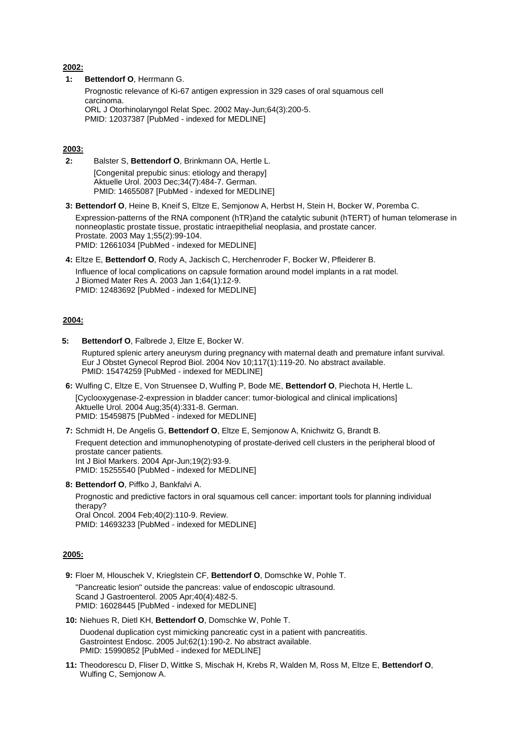**<u>2002:</u>**

**1:** **Bettendorf O**, Herrmann G.

Prognostic relevance of Ki-67 antigen expression in 329 cases of oral squamous cell carcinoma.
ORL J Otorhinolaryngol Relat Spec. 2002 May-Jun;64(3):200-5.
PMID: 12037387 [PubMed - indexed for MEDLINE]

**<u>2003:</u>**

**2:** Balster S, **Bettendorf O**, Brinkmann OA, Hertle L.

[Congenital prepubic sinus: etiology and therapy]
Aktuelle Urol. 2003 Dec;34(7):484-7. German.
PMID: 14655087 [PubMed - indexed for MEDLINE]

**3:** **Bettendorf O**, Heine B, Kneif S, Eltze E, Semjonow A, Herbst H, Stein H, Bocker W, Poremba C.

Expression-patterns of the RNA component (hTR)and the catalytic subunit (hTERT) of human telomerase in nonneoplastic prostate tissue, prostatic intraepithelial neoplasia, and prostate cancer.
Prostate. 2003 May 1;55(2):99-104.
PMID: 12661034 [PubMed - indexed for MEDLINE]

**4:** Eltze E, **Bettendorf O**, Rody A, Jackisch C, Herchenroder F, Bocker W, Pfleiderer B.

Influence of local complications on capsule formation around model implants in a rat model.
J Biomed Mater Res A. 2003 Jan 1;64(1):12-9.
PMID: 12483692 [PubMed - indexed for MEDLINE]

**<u>2004:</u>**

**5:** **Bettendorf O**, Falbrede J, Eltze E, Bocker W.

Ruptured splenic artery aneurysm during pregnancy with maternal death and premature infant survival.
Eur J Obstet Gynecol Reprod Biol. 2004 Nov 10;117(1):119-20. No abstract available.
PMID: 15474259 [PubMed - indexed for MEDLINE]

**6:** Wulfing C, Eltze E, Von Struensee D, Wulfing P, Bode ME, **Bettendorf O**, Piechota H, Hertle L.

[Cyclooxygenase-2-expression in bladder cancer: tumor-biological and clinical implications]
Aktuelle Urol. 2004 Aug;35(4):331-8. German.
PMID: 15459875 [PubMed - indexed for MEDLINE]

**7:** Schmidt H, De Angelis G, **Bettendorf O**, Eltze E, Semjonow A, Knichwitz G, Brandt B.

Frequent detection and immunophenotyping of prostate-derived cell clusters in the peripheral blood of prostate cancer patients.
Int J Biol Markers. 2004 Apr-Jun;19(2):93-9.
PMID: 15255540 [PubMed - indexed for MEDLINE]

**8:** **Bettendorf O**, Piffko J, Bankfalvi A.

Prognostic and predictive factors in oral squamous cell cancer: important tools for planning individual therapy?
Oral Oncol. 2004 Feb;40(2):110-9. Review.
PMID: 14693233 [PubMed - indexed for MEDLINE]

**<u>2005:</u>**

**9:** Floer M, Hlouschek V, Krieglstein CF, **Bettendorf O**, Domschke W, Pohle T.

"Pancreatic lesion" outside the pancreas: value of endoscopic ultrasound.
Scand J Gastroenterol. 2005 Apr;40(4):482-5.
PMID: 16028445 [PubMed - indexed for MEDLINE]

**10:** Niehues R, Dietl KH, **Bettendorf O**, Domschke W, Pohle T.

Duodenal duplication cyst mimicking pancreatic cyst in a patient with pancreatitis.
Gastrointest Endosc. 2005 Jul;62(1):190-2. No abstract available.
PMID: 15990852 [PubMed - indexed for MEDLINE]

**11:** Theodorescu D, Fliser D, Wittke S, Mischak H, Krebs R, Walden M, Ross M, Eltze E, **Bettendorf O**, Wulfing C, Semjonow A.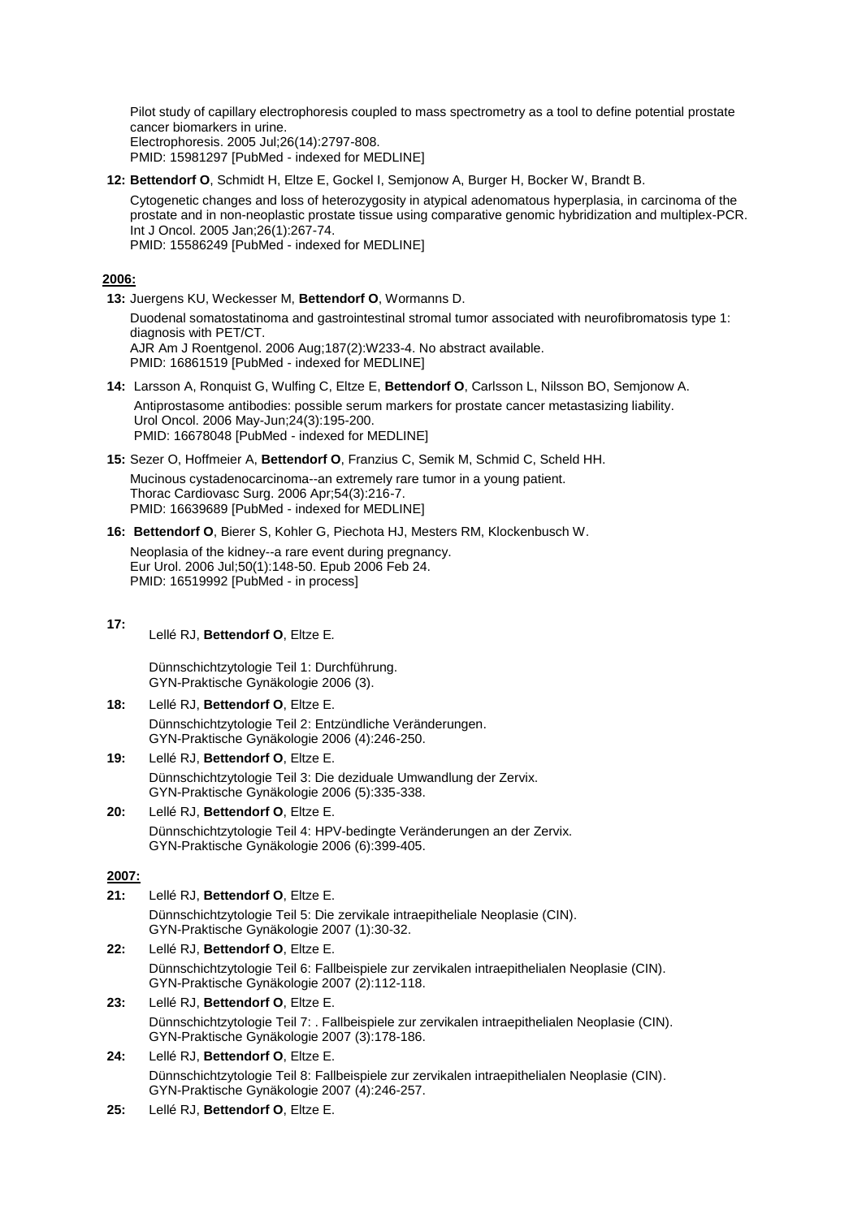Pilot study of capillary electrophoresis coupled to mass spectrometry as a tool to define potential prostate cancer biomarkers in urine.
Electrophoresis. 2005 Jul;26(14):2797-808.
PMID: 15981297 [PubMed - indexed for MEDLINE]

**12:** **Bettendorf O**, Schmidt H, Eltze E, Gockel I, Semjonow A, Burger H, Bocker W, Brandt B.

Cytogenetic changes and loss of heterozygosity in atypical adenomatous hyperplasia, in carcinoma of the prostate and in non-neoplastic prostate tissue using comparative genomic hybridization and multiplex-PCR.
Int J Oncol. 2005 Jan;26(1):267-74.
PMID: 15586249 [PubMed - indexed for MEDLINE]

**2006:**

**13:** Juergens KU, Weckesser M, **Bettendorf O**, Wormanns D.

Duodenal somatostatinoma and gastrointestinal stromal tumor associated with neurofibromatosis type 1: diagnosis with PET/CT.
AJR Am J Roentgenol. 2006 Aug;187(2):W233-4. No abstract available.
PMID: 16861519 [PubMed - indexed for MEDLINE]

**14:** Larsson A, Ronquist G, Wulfing C, Eltze E, **Bettendorf O**, Carlsson L, Nilsson BO, Semjonow A.

Antiprostasome antibodies: possible serum markers for prostate cancer metastasizing liability.
Urol Oncol. 2006 May-Jun;24(3):195-200.
PMID: 16678048 [PubMed - indexed for MEDLINE]

**15:** Sezer O, Hoffmeier A, **Bettendorf O**, Franzius C, Semik M, Schmid C, Scheld HH.

Mucinous cystadenocarcinoma--an extremely rare tumor in a young patient.
Thorac Cardiovasc Surg. 2006 Apr;54(3):216-7.
PMID: 16639689 [PubMed - indexed for MEDLINE]

**16:** **Bettendorf O**, Bierer S, Kohler G, Piechota HJ, Mesters RM, Klockenbusch W.

Neoplasia of the kidney--a rare event during pregnancy.
Eur Urol. 2006 Jul;50(1):148-50. Epub 2006 Feb 24.
PMID: 16519992 [PubMed - in process]

**17:** Lellé RJ, **Bettendorf O**, Eltze E.

Dünnschichtzytologie Teil 1: Durchführung.
GYN-Praktische Gynäkologie 2006 (3).

**18:** Lellé RJ, **Bettendorf O**, Eltze E.

Dünnschichtzytologie Teil 2: Entzündliche Veränderungen.
GYN-Praktische Gynäkologie 2006 (4):246-250.

**19:** Lellé RJ, **Bettendorf O**, Eltze E.

Dünnschichtzytologie Teil 3: Die deziduale Umwandlung der Zervix.
GYN-Praktische Gynäkologie 2006 (5):335-338.

**20:** Lellé RJ, **Bettendorf O**, Eltze E.

Dünnschichtzytologie Teil 4: HPV-bedingte Veränderungen an der Zervix.
GYN-Praktische Gynäkologie 2006 (6):399-405.

**2007:**

**21:** Lellé RJ, **Bettendorf O**, Eltze E.

Dünnschichtzytologie Teil 5: Die zervikale intraepitheliale Neoplasie (CIN).
GYN-Praktische Gynäkologie 2007 (1):30-32.

**22:** Lellé RJ, **Bettendorf O**, Eltze E.

Dünnschichtzytologie Teil 6: Fallbeispiele zur zervikalen intraepithelialen Neoplasie (CIN).
GYN-Praktische Gynäkologie 2007 (2):112-118.

**23:** Lellé RJ, **Bettendorf O**, Eltze E.

Dünnschichtzytologie Teil 7: . Fallbeispiele zur zervikalen intraepithelialen Neoplasie (CIN).
GYN-Praktische Gynäkologie 2007 (3):178-186.

**24:** Lellé RJ, **Bettendorf O**, Eltze E.

Dünnschichtzytologie Teil 8: Fallbeispiele zur zervikalen intraepithelialen Neoplasie (CIN).
GYN-Praktische Gynäkologie 2007 (4):246-257.

**25:** Lellé RJ, **Bettendorf O**, Eltze E.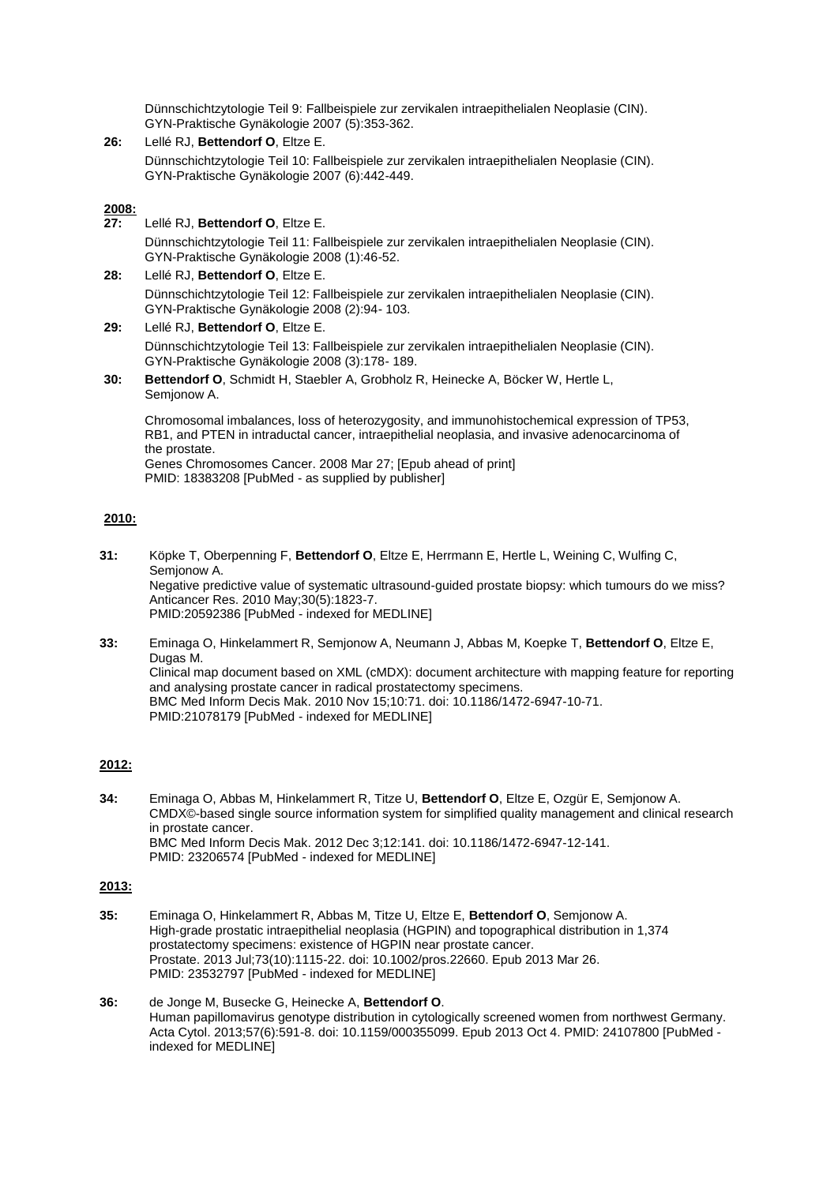Dünnschichtzytologie Teil 9: Fallbeispiele zur zervikalen intraepithelialen Neoplasie (CIN). GYN-Praktische Gynäkologie 2007 (5):353-362.

**26:** Lellé RJ, **Bettendorf O**, Eltze E.
Dünnschichtzytologie Teil 10: Fallbeispiele zur zervikalen intraepithelialen Neoplasie (CIN). GYN-Praktische Gynäkologie 2007 (6):442-449.

**2008:**

**27:** Lellé RJ, **Bettendorf O**, Eltze E.
Dünnschichtzytologie Teil 11: Fallbeispiele zur zervikalen intraepithelialen Neoplasie (CIN). GYN-Praktische Gynäkologie 2008 (1):46-52.

**28:** Lellé RJ, **Bettendorf O**, Eltze E.
Dünnschichtzytologie Teil 12: Fallbeispiele zur zervikalen intraepithelialen Neoplasie (CIN). GYN-Praktische Gynäkologie 2008 (2):94- 103.

**29:** Lellé RJ, **Bettendorf O**, Eltze E.
Dünnschichtzytologie Teil 13: Fallbeispiele zur zervikalen intraepithelialen Neoplasie (CIN). GYN-Praktische Gynäkologie 2008 (3):178- 189.

**30:** **Bettendorf O**, Schmidt H, Staebler A, Grobholz R, Heinecke A, Böcker W, Hertle L, Semjonow A.

Chromosomal imbalances, loss of heterozygosity, and immunohistochemical expression of TP53, RB1, and PTEN in intraductal cancer, intraepithelial neoplasia, and invasive adenocarcinoma of the prostate.
Genes Chromosomes Cancer. 2008 Mar 27; [Epub ahead of print]
PMID: 18383208 [PubMed - as supplied by publisher]

**2010:**

**31:** Köpke T, Oberpenning F, **Bettendorf O**, Eltze E, Herrmann E, Hertle L, Weining C, Wulfing C, Semjonow A.
Negative predictive value of systematic ultrasound-guided prostate biopsy: which tumours do we miss?
Anticancer Res. 2010 May;30(5):1823-7.
PMID:20592386 [PubMed - indexed for MEDLINE]

**33:** Eminaga O, Hinkelammert R, Semjonow A, Neumann J, Abbas M, Koepke T, **Bettendorf O**, Eltze E, Dugas M.
Clinical map document based on XML (cMDX): document architecture with mapping feature for reporting and analysing prostate cancer in radical prostatectomy specimens.
BMC Med Inform Decis Mak. 2010 Nov 15;10:71. doi: 10.1186/1472-6947-10-71.
PMID:21078179 [PubMed - indexed for MEDLINE]

**2012:**

**34:** Eminaga O, Abbas M, Hinkelammert R, Titze U, **Bettendorf O**, Eltze E, Ozgür E, Semjonow A.
CMDX©-based single source information system for simplified quality management and clinical research in prostate cancer.
BMC Med Inform Decis Mak. 2012 Dec 3;12:141. doi: 10.1186/1472-6947-12-141.
PMID: 23206574 [PubMed - indexed for MEDLINE]

**2013:**

**35:** Eminaga O, Hinkelammert R, Abbas M, Titze U, Eltze E, **Bettendorf O**, Semjonow A.
High-grade prostatic intraepithelial neoplasia (HGPIN) and topographical distribution in 1,374 prostatectomy specimens: existence of HGPIN near prostate cancer.
Prostate. 2013 Jul;73(10):1115-22. doi: 10.1002/pros.22660. Epub 2013 Mar 26.
PMID: 23532797 [PubMed - indexed for MEDLINE]

**36:** de Jonge M, Busecke G, Heinecke A, **Bettendorf O**.
Human papillomavirus genotype distribution in cytologically screened women from northwest Germany.
Acta Cytol. 2013;57(6):591-8. doi: 10.1159/000355099. Epub 2013 Oct 4. PMID: 24107800 [PubMed - indexed for MEDLINE]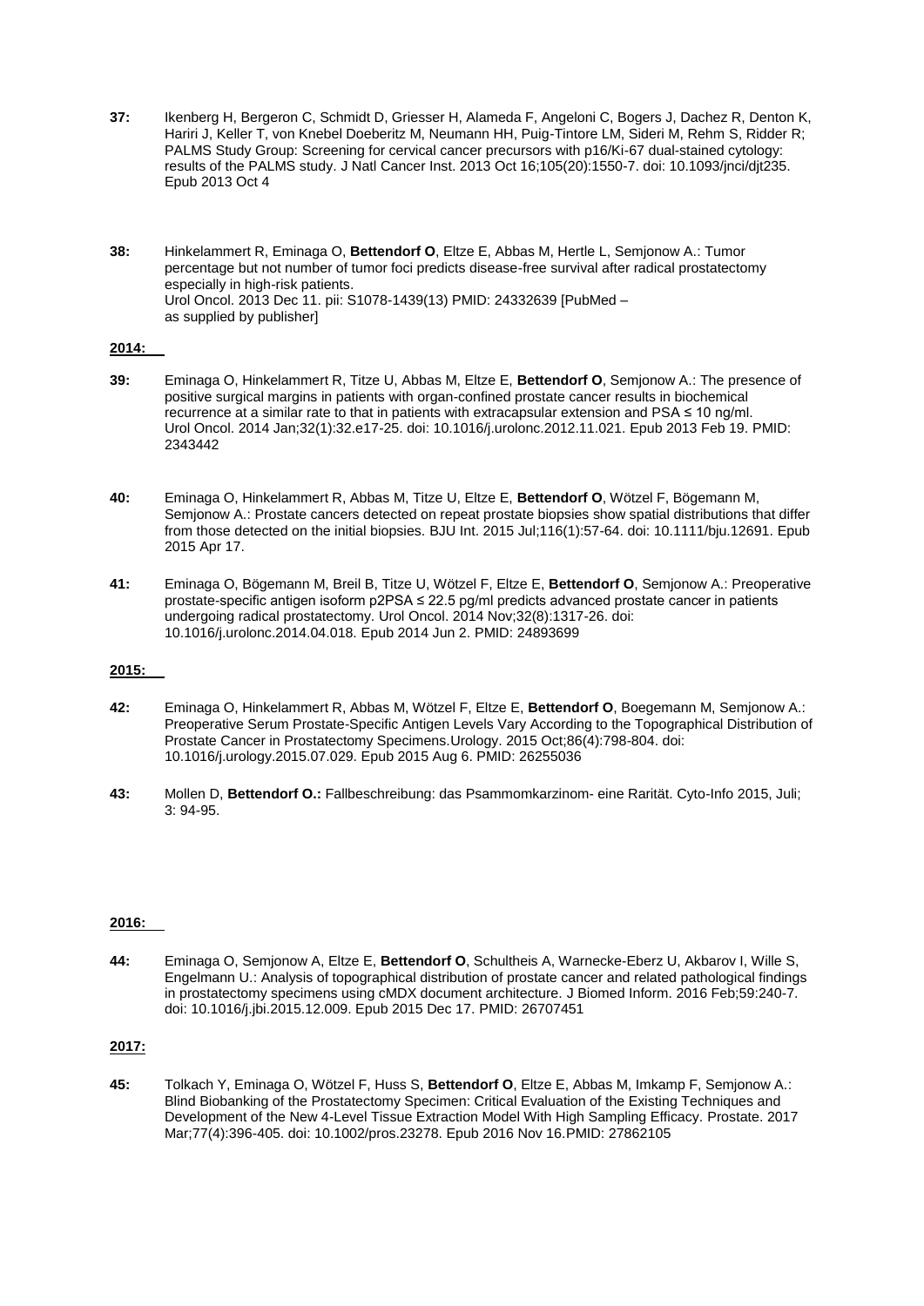**37:** Ikenberg H, Bergeron C, Schmidt D, Griesser H, Alameda F, Angeloni C, Bogers J, Dachez R, Denton K, Hariri J, Keller T, von Knebel Doeberitz M, Neumann HH, Puig-Tintore LM, Sideri M, Rehm S, Ridder R; PALMS Study Group: Screening for cervical cancer precursors with p16/Ki-67 dual-stained cytology: results of the PALMS study. J Natl Cancer Inst. 2013 Oct 16;105(20):1550-7. doi: 10.1093/jnci/djt235. Epub 2013 Oct 4

**38:** Hinkelammert R, Eminaga O, **Bettendorf O**, Eltze E, Abbas M, Hertle L, Semjonow A.: Tumor percentage but not number of tumor foci predicts disease-free survival after radical prostatectomy especially in high-risk patients.
Urol Oncol. 2013 Dec 11. pii: S1078-1439(13) PMID: 24332639 [PubMed – as supplied by publisher]

**2014:**

**39:** Eminaga O, Hinkelammert R, Titze U, Abbas M, Eltze E, **Bettendorf O**, Semjonow A.: The presence of positive surgical margins in patients with organ-confined prostate cancer results in biochemical recurrence at a similar rate to that in patients with extracapsular extension and PSA ≤ 10 ng/ml. Urol Oncol. 2014 Jan;32(1):32.e17-25. doi: 10.1016/j.urolonc.2012.11.021. Epub 2013 Feb 19. PMID: 2343442

**40:** Eminaga O, Hinkelammert R, Abbas M, Titze U, Eltze E, **Bettendorf O**, Wötzel F, Bögemann M, Semjonow A.: Prostate cancers detected on repeat prostate biopsies show spatial distributions that differ from those detected on the initial biopsies. BJU Int. 2015 Jul;116(1):57-64. doi: 10.1111/bju.12691. Epub 2015 Apr 17.

**41:** Eminaga O, Bögemann M, Breil B, Titze U, Wötzel F, Eltze E, **Bettendorf O**, Semjonow A.: Preoperative prostate-specific antigen isoform p2PSA ≤ 22.5 pg/ml predicts advanced prostate cancer in patients undergoing radical prostatectomy. Urol Oncol. 2014 Nov;32(8):1317-26. doi: 10.1016/j.urolonc.2014.04.018. Epub 2014 Jun 2. PMID: 24893699

**2015:**

**42:** Eminaga O, Hinkelammert R, Abbas M, Wötzel F, Eltze E, **Bettendorf O**, Boegemann M, Semjonow A.: Preoperative Serum Prostate-Specific Antigen Levels Vary According to the Topographical Distribution of Prostate Cancer in Prostatectomy Specimens.Urology. 2015 Oct;86(4):798-804. doi: 10.1016/j.urology.2015.07.029. Epub 2015 Aug 6. PMID: 26255036

**43:** Mollen D, **Bettendorf O.:** Fallbeschreibung: das Psammomkarzinom- eine Rarität. Cyto-Info 2015, Juli; 3: 94-95.

**2016:**

**44:** Eminaga O, Semjonow A, Eltze E, **Bettendorf O**, Schultheis A, Warnecke-Eberz U, Akbarov I, Wille S, Engelmann U.: Analysis of topographical distribution of prostate cancer and related pathological findings in prostatectomy specimens using cMDX document architecture. J Biomed Inform. 2016 Feb;59:240-7. doi: 10.1016/j.jbi.2015.12.009. Epub 2015 Dec 17. PMID: 26707451

**2017:**

**45:** Tolkach Y, Eminaga O, Wötzel F, Huss S, **Bettendorf O**, Eltze E, Abbas M, Imkamp F, Semjonow A.: Blind Biobanking of the Prostatectomy Specimen: Critical Evaluation of the Existing Techniques and Development of the New 4-Level Tissue Extraction Model With High Sampling Efficacy. Prostate. 2017 Mar;77(4):396-405. doi: 10.1002/pros.23278. Epub 2016 Nov 16.PMID: 27862105